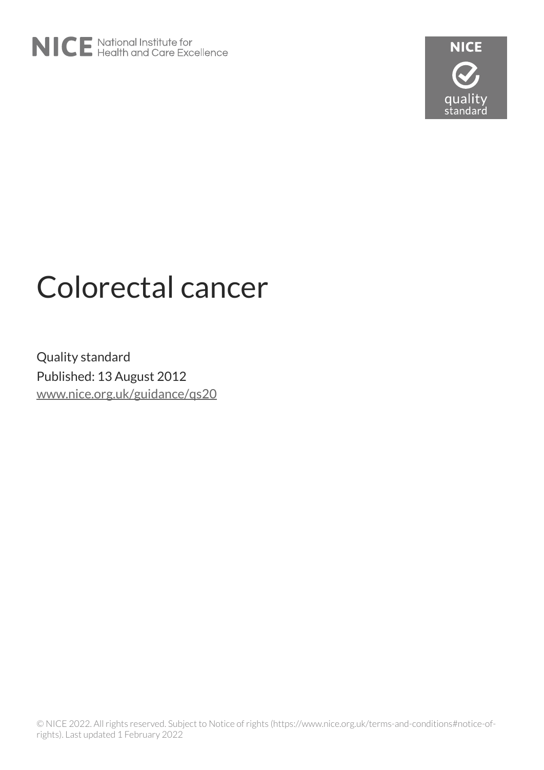# Colorectal cancer

Quality standard

Published: 13 August 2012

[www.nice.org.uk/guidance/qs20](http://www.nice.org.uk/guidance/qs20)

© NICE 2022. All rights reserved. Subject to Notice of rights (https://www.nice.org.uk/terms-and-conditions#notice-of-rights). Last updated 1 February 2022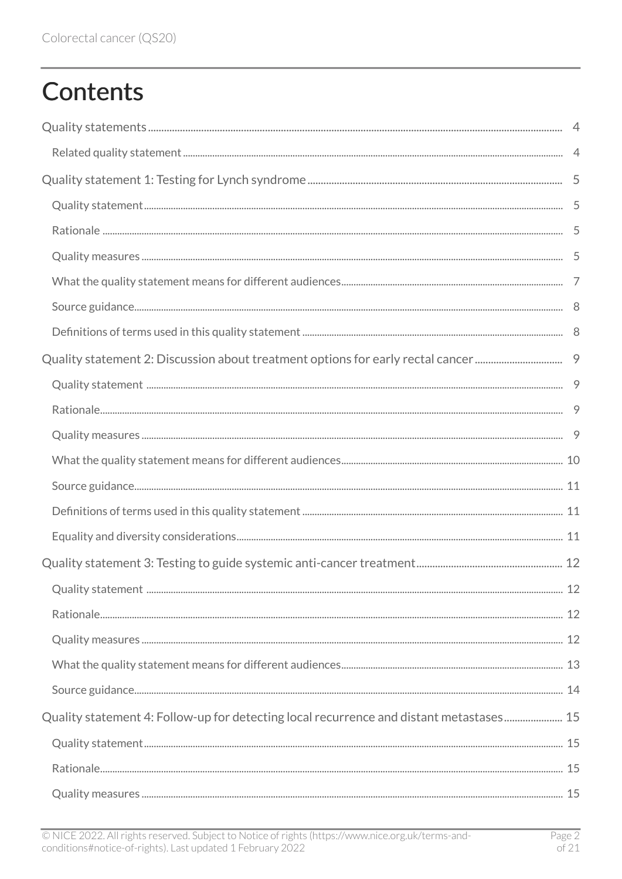# Contents

Quality statements ... 4

- Related quality statement ... 4

Quality statement 1: Testing for Lynch syndrome ... 5

- Quality statement ... 5
- Rationale ... 5
- Quality measures ... 5
- What the quality statement means for different audiences ... 7
- Source guidance ... 8
- Definitions of terms used in this quality statement ... 8

Quality statement 2: Discussion about treatment options for early rectal cancer ... 9

- Quality statement ... 9
- Rationale ... 9
- Quality measures ... 9
- What the quality statement means for different audiences ... 10
- Source guidance ... 11
- Definitions of terms used in this quality statement ... 11
- Equality and diversity considerations ... 11

Quality statement 3: Testing to guide systemic anti-cancer treatment ... 12

- Quality statement ... 12
- Rationale ... 12
- Quality measures ... 12
- What the quality statement means for different audiences ... 13
- Source guidance ... 14

Quality statement 4: Follow-up for detecting local recurrence and distant metastases ... 15

- Quality statement ... 15
- Rationale ... 15
- Quality measures ... 15

© NICE 2022. All rights reserved. Subject to Notice of rights (https://www.nice.org.uk/terms-and-conditions#notice-of-rights). Last updated 1 February 2022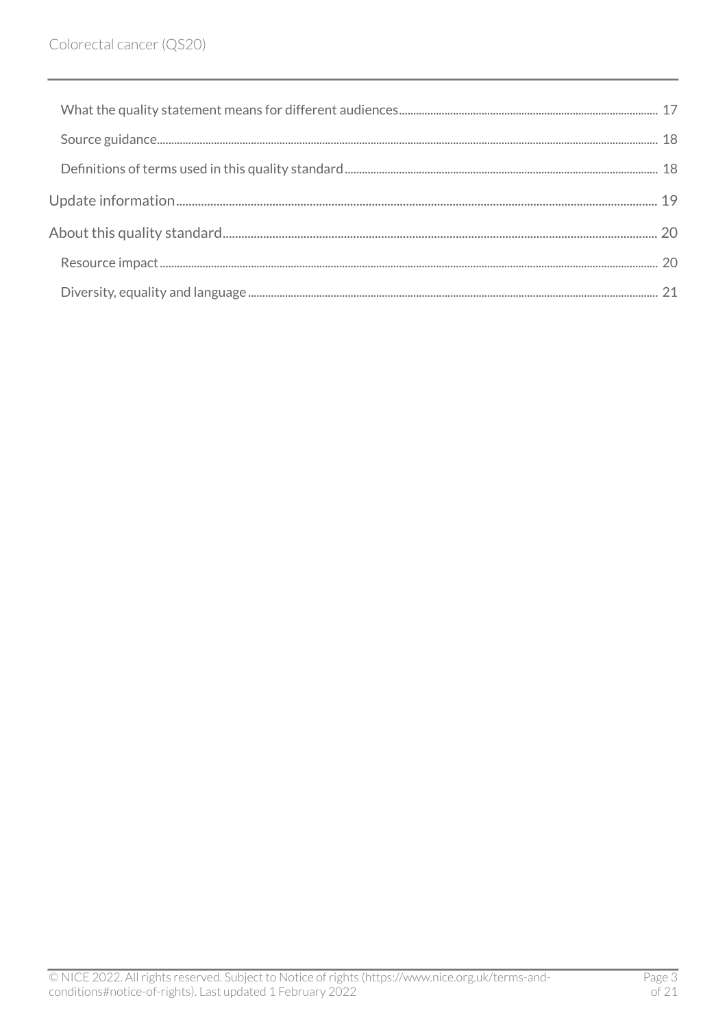What the quality statement means for different audiences ........ 17

Source guidance ........ 18

Definitions of terms used in this quality standard ........ 18

Update information ........ 19

About this quality standard ........ 20

Resource impact ........ 20

Diversity, equality and language ........ 21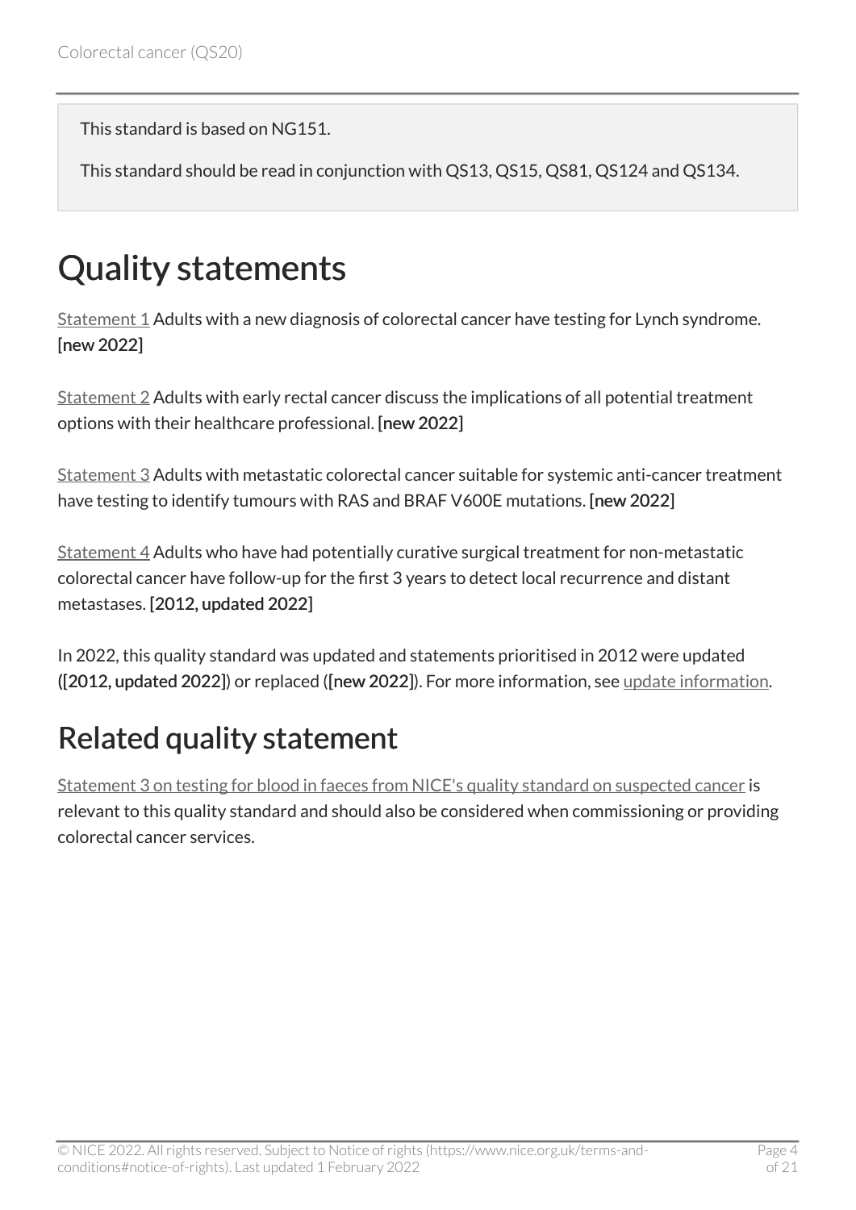This standard is based on NG151.

This standard should be read in conjunction with QS13, QS15, QS81, QS124 and QS134.

# Quality statements

Statement 1 Adults with a new diagnosis of colorectal cancer have testing for Lynch syndrome. **[new 2022]**

Statement 2 Adults with early rectal cancer discuss the implications of all potential treatment options with their healthcare professional. **[new 2022]**

Statement 3 Adults with metastatic colorectal cancer suitable for systemic anti-cancer treatment have testing to identify tumours with RAS and BRAF V600E mutations. **[new 2022]**

Statement 4 Adults who have had potentially curative surgical treatment for non-metastatic colorectal cancer have follow-up for the first 3 years to detect local recurrence and distant metastases. **[2012, updated 2022]**

In 2022, this quality standard was updated and statements prioritised in 2012 were updated (**[2012, updated 2022]**) or replaced (**[new 2022]**). For more information, see update information.

## Related quality statement

Statement 3 on testing for blood in faeces from NICE's quality standard on suspected cancer is relevant to this quality standard and should also be considered when commissioning or providing colorectal cancer services.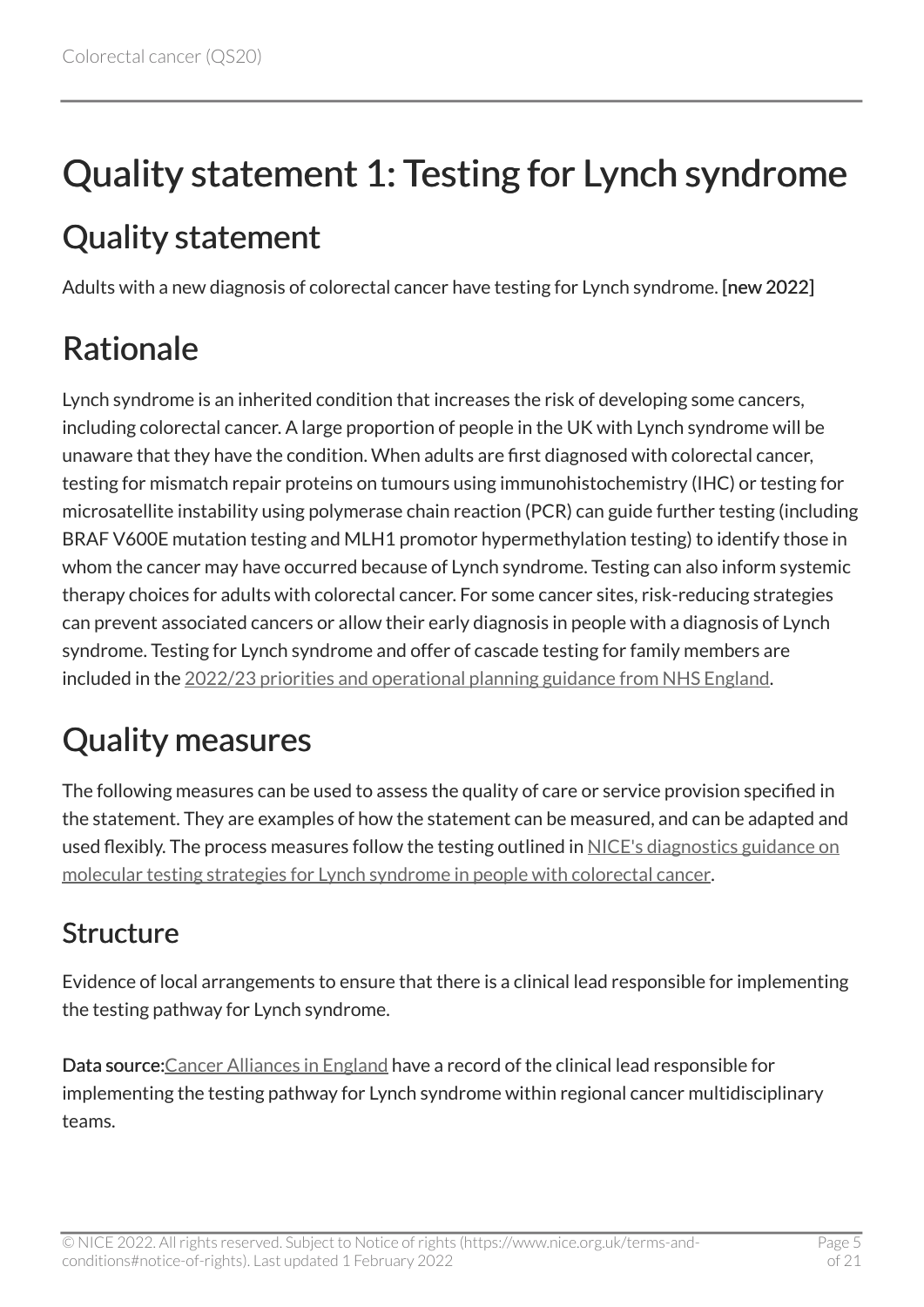# Quality statement 1: Testing for Lynch syndrome

## Quality statement

Adults with a new diagnosis of colorectal cancer have testing for Lynch syndrome. **[new 2022]**

## Rationale

Lynch syndrome is an inherited condition that increases the risk of developing some cancers, including colorectal cancer. A large proportion of people in the UK with Lynch syndrome will be unaware that they have the condition. When adults are first diagnosed with colorectal cancer, testing for mismatch repair proteins on tumours using immunohistochemistry (IHC) or testing for microsatellite instability using polymerase chain reaction (PCR) can guide further testing (including BRAF V600E mutation testing and MLH1 promotor hypermethylation testing) to identify those in whom the cancer may have occurred because of Lynch syndrome. Testing can also inform systemic therapy choices for adults with colorectal cancer. For some cancer sites, risk-reducing strategies can prevent associated cancers or allow their early diagnosis in people with a diagnosis of Lynch syndrome. Testing for Lynch syndrome and offer of cascade testing for family members are included in the 2022/23 priorities and operational planning guidance from NHS England.

## Quality measures

The following measures can be used to assess the quality of care or service provision specified in the statement. They are examples of how the statement can be measured, and can be adapted and used flexibly. The process measures follow the testing outlined in NICE's diagnostics guidance on molecular testing strategies for Lynch syndrome in people with colorectal cancer.

### Structure

Evidence of local arrangements to ensure that there is a clinical lead responsible for implementing the testing pathway for Lynch syndrome.

**Data source:** Cancer Alliances in England have a record of the clinical lead responsible for implementing the testing pathway for Lynch syndrome within regional cancer multidisciplinary teams.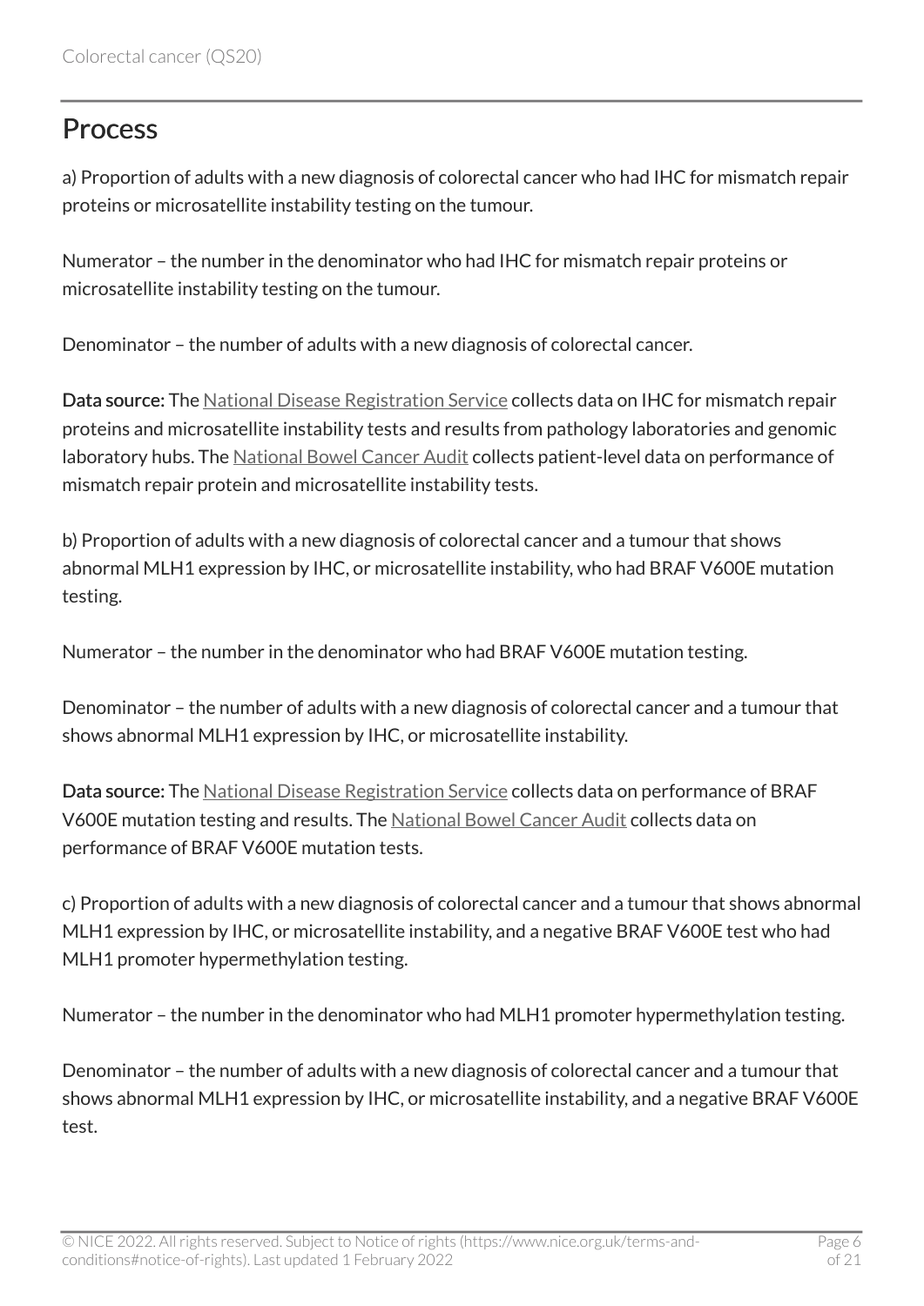## Process

a) Proportion of adults with a new diagnosis of colorectal cancer who had IHC for mismatch repair proteins or microsatellite instability testing on the tumour.

Numerator – the number in the denominator who had IHC for mismatch repair proteins or microsatellite instability testing on the tumour.

Denominator – the number of adults with a new diagnosis of colorectal cancer.

**Data source:** The National Disease Registration Service collects data on IHC for mismatch repair proteins and microsatellite instability tests and results from pathology laboratories and genomic laboratory hubs. The National Bowel Cancer Audit collects patient-level data on performance of mismatch repair protein and microsatellite instability tests.

b) Proportion of adults with a new diagnosis of colorectal cancer and a tumour that shows abnormal MLH1 expression by IHC, or microsatellite instability, who had BRAF V600E mutation testing.

Numerator – the number in the denominator who had BRAF V600E mutation testing.

Denominator – the number of adults with a new diagnosis of colorectal cancer and a tumour that shows abnormal MLH1 expression by IHC, or microsatellite instability.

**Data source:** The National Disease Registration Service collects data on performance of BRAF V600E mutation testing and results. The National Bowel Cancer Audit collects data on performance of BRAF V600E mutation tests.

c) Proportion of adults with a new diagnosis of colorectal cancer and a tumour that shows abnormal MLH1 expression by IHC, or microsatellite instability, and a negative BRAF V600E test who had MLH1 promoter hypermethylation testing.

Numerator – the number in the denominator who had MLH1 promoter hypermethylation testing.

Denominator – the number of adults with a new diagnosis of colorectal cancer and a tumour that shows abnormal MLH1 expression by IHC, or microsatellite instability, and a negative BRAF V600E test.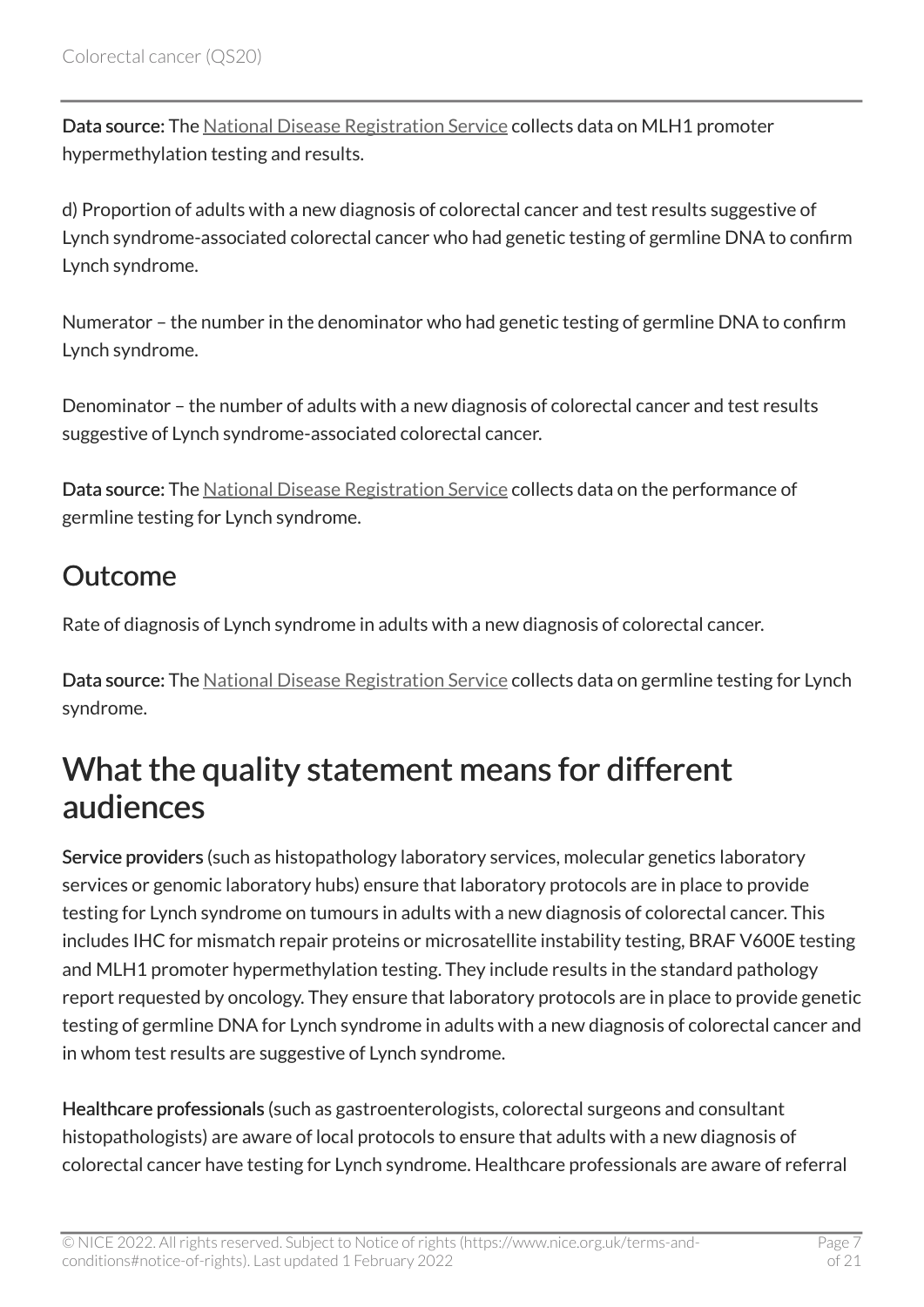**Data source:** The National Disease Registration Service collects data on MLH1 promoter hypermethylation testing and results.

d) Proportion of adults with a new diagnosis of colorectal cancer and test results suggestive of Lynch syndrome-associated colorectal cancer who had genetic testing of germline DNA to confirm Lynch syndrome.

Numerator – the number in the denominator who had genetic testing of germline DNA to confirm Lynch syndrome.

Denominator – the number of adults with a new diagnosis of colorectal cancer and test results suggestive of Lynch syndrome-associated colorectal cancer.

**Data source:** The National Disease Registration Service collects data on the performance of germline testing for Lynch syndrome.

## Outcome

Rate of diagnosis of Lynch syndrome in adults with a new diagnosis of colorectal cancer.

**Data source:** The National Disease Registration Service collects data on germline testing for Lynch syndrome.

# What the quality statement means for different audiences

**Service providers** (such as histopathology laboratory services, molecular genetics laboratory services or genomic laboratory hubs) ensure that laboratory protocols are in place to provide testing for Lynch syndrome on tumours in adults with a new diagnosis of colorectal cancer. This includes IHC for mismatch repair proteins or microsatellite instability testing, BRAF V600E testing and MLH1 promoter hypermethylation testing. They include results in the standard pathology report requested by oncology. They ensure that laboratory protocols are in place to provide genetic testing of germline DNA for Lynch syndrome in adults with a new diagnosis of colorectal cancer and in whom test results are suggestive of Lynch syndrome.

**Healthcare professionals** (such as gastroenterologists, colorectal surgeons and consultant histopathologists) are aware of local protocols to ensure that adults with a new diagnosis of colorectal cancer have testing for Lynch syndrome. Healthcare professionals are aware of referral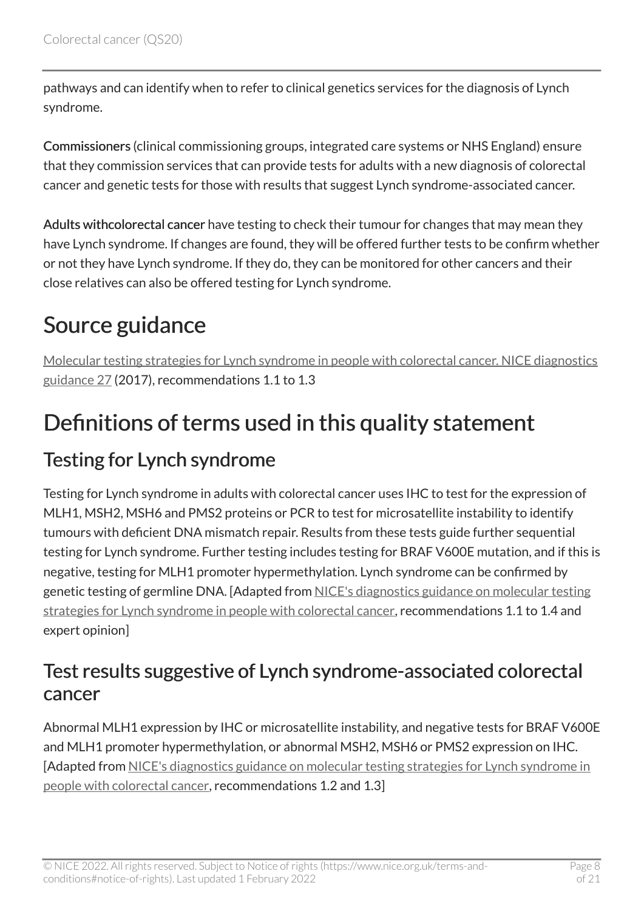pathways and can identify when to refer to clinical genetics services for the diagnosis of Lynch syndrome.

**Commissioners** (clinical commissioning groups, integrated care systems or NHS England) ensure that they commission services that can provide tests for adults with a new diagnosis of colorectal cancer and genetic tests for those with results that suggest Lynch syndrome-associated cancer.

**Adults withcolorectal cancer** have testing to check their tumour for changes that may mean they have Lynch syndrome. If changes are found, they will be offered further tests to be confirm whether or not they have Lynch syndrome. If they do, they can be monitored for other cancers and their close relatives can also be offered testing for Lynch syndrome.

# Source guidance

[Molecular testing strategies for Lynch syndrome in people with colorectal cancer. NICE diagnostics guidance 27](#) (2017), recommendations 1.1 to 1.3

# Definitions of terms used in this quality statement

## Testing for Lynch syndrome

Testing for Lynch syndrome in adults with colorectal cancer uses IHC to test for the expression of MLH1, MSH2, MSH6 and PMS2 proteins or PCR to test for microsatellite instability to identify tumours with deficient DNA mismatch repair. Results from these tests guide further sequential testing for Lynch syndrome. Further testing includes testing for BRAF V600E mutation, and if this is negative, testing for MLH1 promoter hypermethylation. Lynch syndrome can be confirmed by genetic testing of germline DNA. [Adapted from [NICE's diagnostics guidance on molecular testing strategies for Lynch syndrome in people with colorectal cancer](#), recommendations 1.1 to 1.4 and expert opinion]

## Test results suggestive of Lynch syndrome-associated colorectal cancer

Abnormal MLH1 expression by IHC or microsatellite instability, and negative tests for BRAF V600E and MLH1 promoter hypermethylation, or abnormal MSH2, MSH6 or PMS2 expression on IHC. [Adapted from [NICE's diagnostics guidance on molecular testing strategies for Lynch syndrome in people with colorectal cancer](#), recommendations 1.2 and 1.3]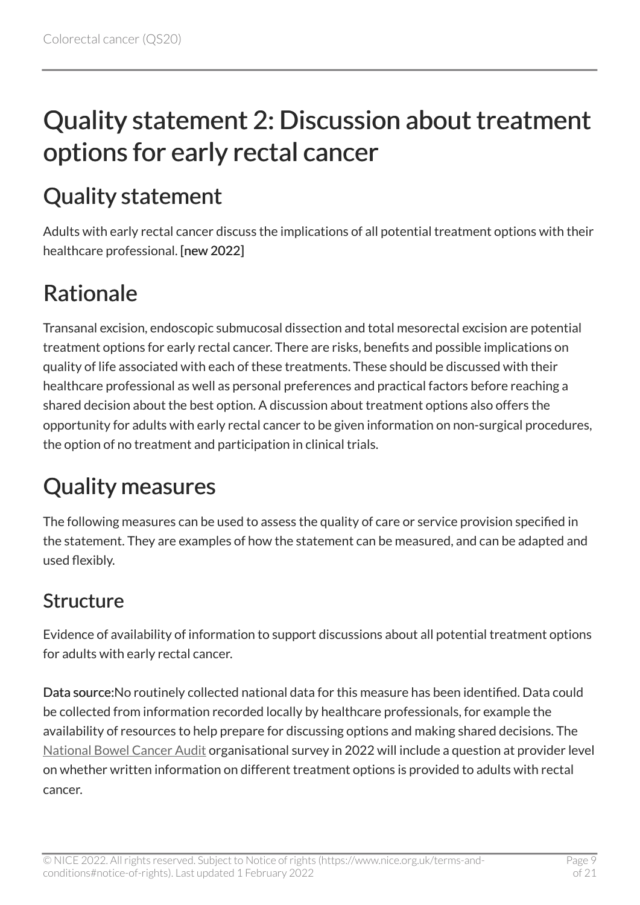# Quality statement 2: Discussion about treatment options for early rectal cancer

## Quality statement

Adults with early rectal cancer discuss the implications of all potential treatment options with their healthcare professional. [new 2022]

## Rationale

Transanal excision, endoscopic submucosal dissection and total mesorectal excision are potential treatment options for early rectal cancer. There are risks, benefits and possible implications on quality of life associated with each of these treatments. These should be discussed with their healthcare professional as well as personal preferences and practical factors before reaching a shared decision about the best option. A discussion about treatment options also offers the opportunity for adults with early rectal cancer to be given information on non-surgical procedures, the option of no treatment and participation in clinical trials.

## Quality measures

The following measures can be used to assess the quality of care or service provision specified in the statement. They are examples of how the statement can be measured, and can be adapted and used flexibly.

### Structure

Evidence of availability of information to support discussions about all potential treatment options for adults with early rectal cancer.

**Data source:**No routinely collected national data for this measure has been identified. Data could be collected from information recorded locally by healthcare professionals, for example the availability of resources to help prepare for discussing options and making shared decisions. The National Bowel Cancer Audit organisational survey in 2022 will include a question at provider level on whether written information on different treatment options is provided to adults with rectal cancer.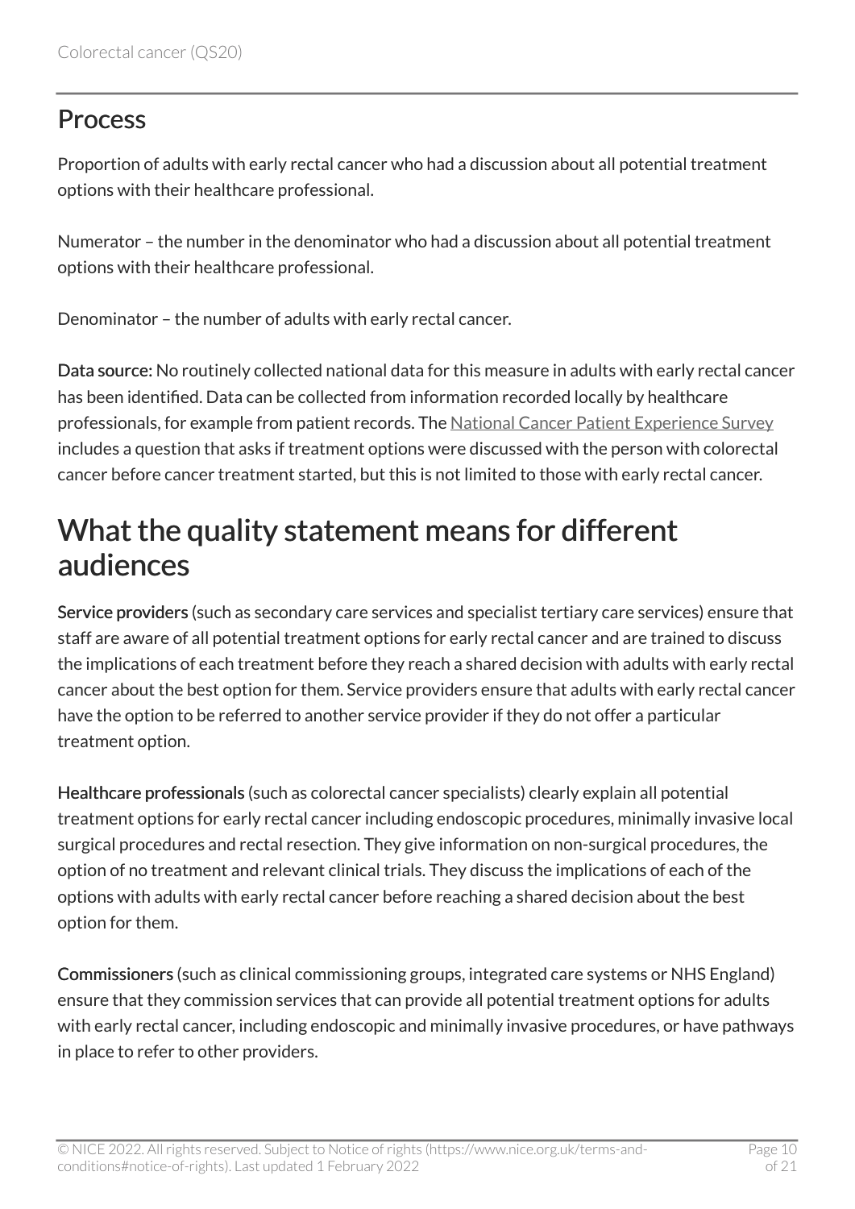### Process

Proportion of adults with early rectal cancer who had a discussion about all potential treatment options with their healthcare professional.

Numerator – the number in the denominator who had a discussion about all potential treatment options with their healthcare professional.

Denominator – the number of adults with early rectal cancer.

**Data source:** No routinely collected national data for this measure in adults with early rectal cancer has been identified. Data can be collected from information recorded locally by healthcare professionals, for example from patient records. The National Cancer Patient Experience Survey includes a question that asks if treatment options were discussed with the person with colorectal cancer before cancer treatment started, but this is not limited to those with early rectal cancer.

## What the quality statement means for different audiences

**Service providers** (such as secondary care services and specialist tertiary care services) ensure that staff are aware of all potential treatment options for early rectal cancer and are trained to discuss the implications of each treatment before they reach a shared decision with adults with early rectal cancer about the best option for them. Service providers ensure that adults with early rectal cancer have the option to be referred to another service provider if they do not offer a particular treatment option.

**Healthcare professionals** (such as colorectal cancer specialists) clearly explain all potential treatment options for early rectal cancer including endoscopic procedures, minimally invasive local surgical procedures and rectal resection. They give information on non-surgical procedures, the option of no treatment and relevant clinical trials. They discuss the implications of each of the options with adults with early rectal cancer before reaching a shared decision about the best option for them.

**Commissioners** (such as clinical commissioning groups, integrated care systems or NHS England) ensure that they commission services that can provide all potential treatment options for adults with early rectal cancer, including endoscopic and minimally invasive procedures, or have pathways in place to refer to other providers.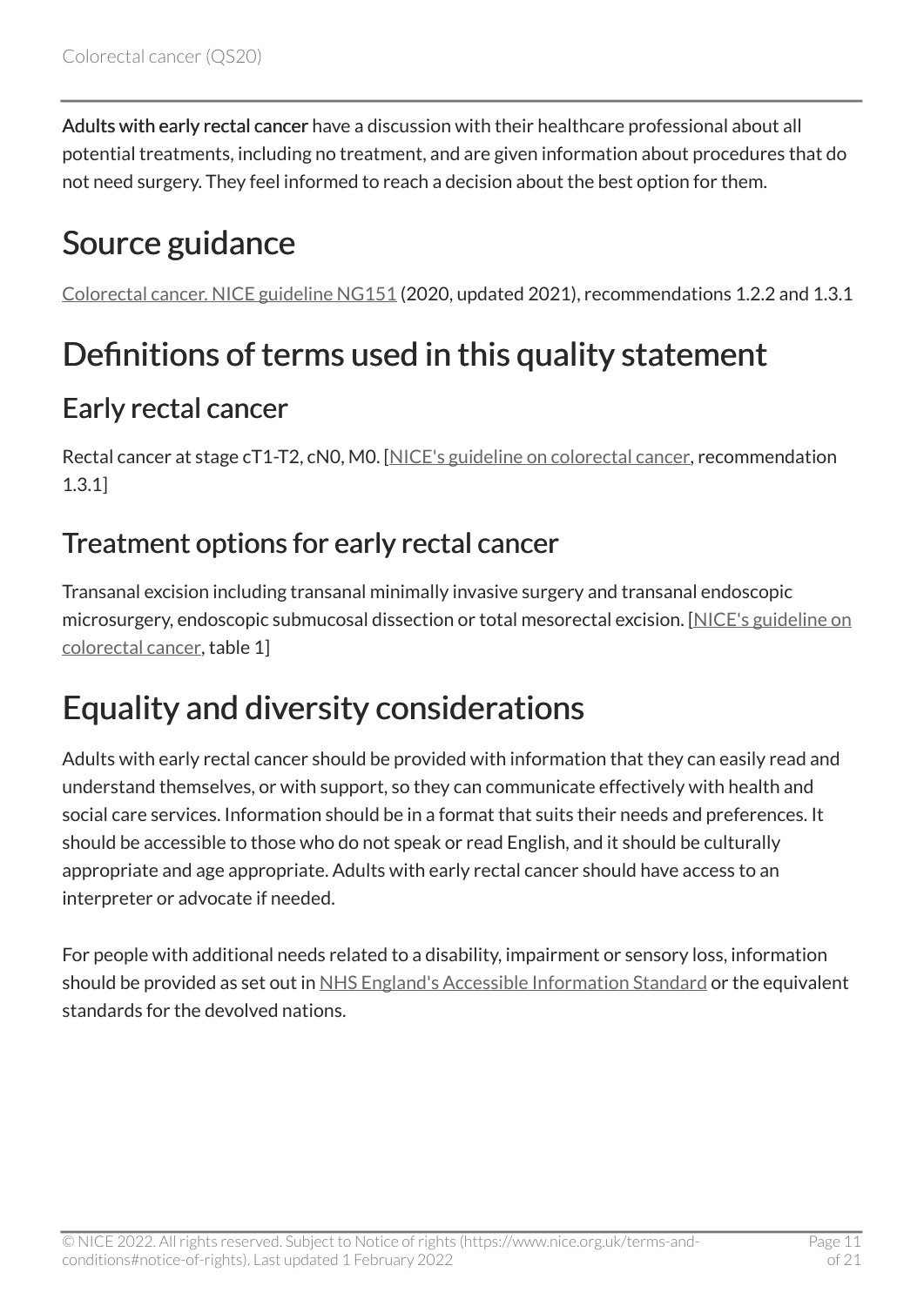**Adults with early rectal cancer** have a discussion with their healthcare professional about all potential treatments, including no treatment, and are given information about procedures that do not need surgery. They feel informed to reach a decision about the best option for them.

# Source guidance

Colorectal cancer. NICE guideline NG151 (2020, updated 2021), recommendations 1.2.2 and 1.3.1

# Definitions of terms used in this quality statement

## Early rectal cancer

Rectal cancer at stage cT1-T2, cN0, M0. [NICE's guideline on colorectal cancer, recommendation 1.3.1]

## Treatment options for early rectal cancer

Transanal excision including transanal minimally invasive surgery and transanal endoscopic microsurgery, endoscopic submucosal dissection or total mesorectal excision. [NICE's guideline on colorectal cancer, table 1]

# Equality and diversity considerations

Adults with early rectal cancer should be provided with information that they can easily read and understand themselves, or with support, so they can communicate effectively with health and social care services. Information should be in a format that suits their needs and preferences. It should be accessible to those who do not speak or read English, and it should be culturally appropriate and age appropriate. Adults with early rectal cancer should have access to an interpreter or advocate if needed.

For people with additional needs related to a disability, impairment or sensory loss, information should be provided as set out in NHS England's Accessible Information Standard or the equivalent standards for the devolved nations.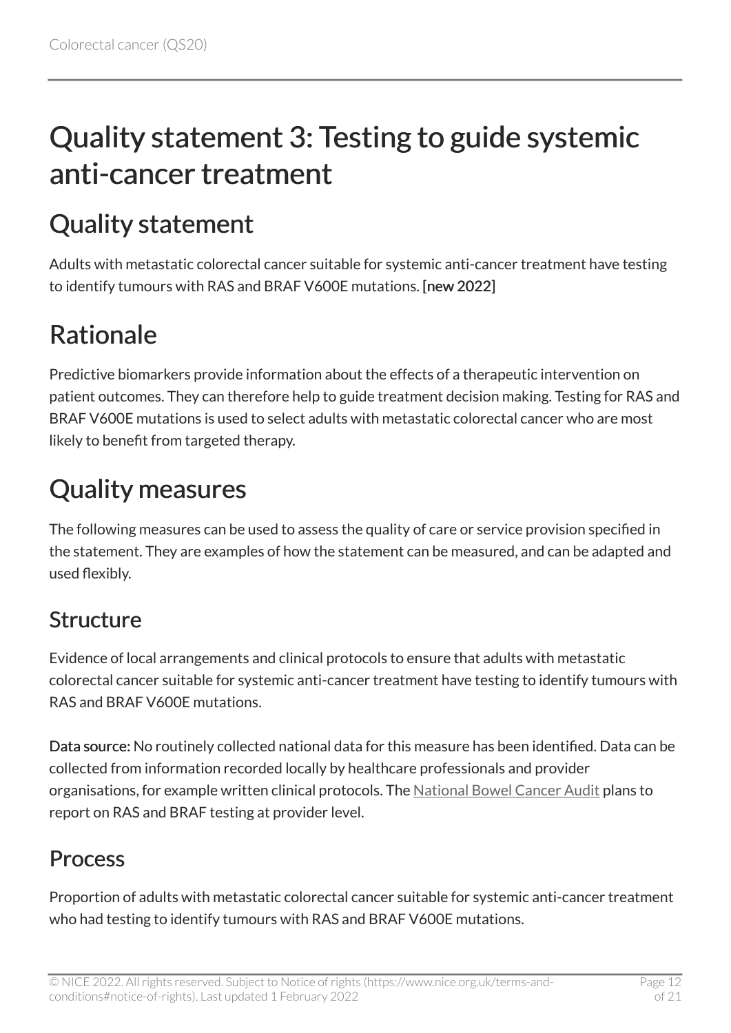# Quality statement 3: Testing to guide systemic anti-cancer treatment

## Quality statement

Adults with metastatic colorectal cancer suitable for systemic anti-cancer treatment have testing to identify tumours with RAS and BRAF V600E mutations. **[new 2022]**

## Rationale

Predictive biomarkers provide information about the effects of a therapeutic intervention on patient outcomes. They can therefore help to guide treatment decision making. Testing for RAS and BRAF V600E mutations is used to select adults with metastatic colorectal cancer who are most likely to benefit from targeted therapy.

## Quality measures

The following measures can be used to assess the quality of care or service provision specified in the statement. They are examples of how the statement can be measured, and can be adapted and used flexibly.

### Structure

Evidence of local arrangements and clinical protocols to ensure that adults with metastatic colorectal cancer suitable for systemic anti-cancer treatment have testing to identify tumours with RAS and BRAF V600E mutations.

**Data source:** No routinely collected national data for this measure has been identified. Data can be collected from information recorded locally by healthcare professionals and provider organisations, for example written clinical protocols. The National Bowel Cancer Audit plans to report on RAS and BRAF testing at provider level.

### Process

Proportion of adults with metastatic colorectal cancer suitable for systemic anti-cancer treatment who had testing to identify tumours with RAS and BRAF V600E mutations.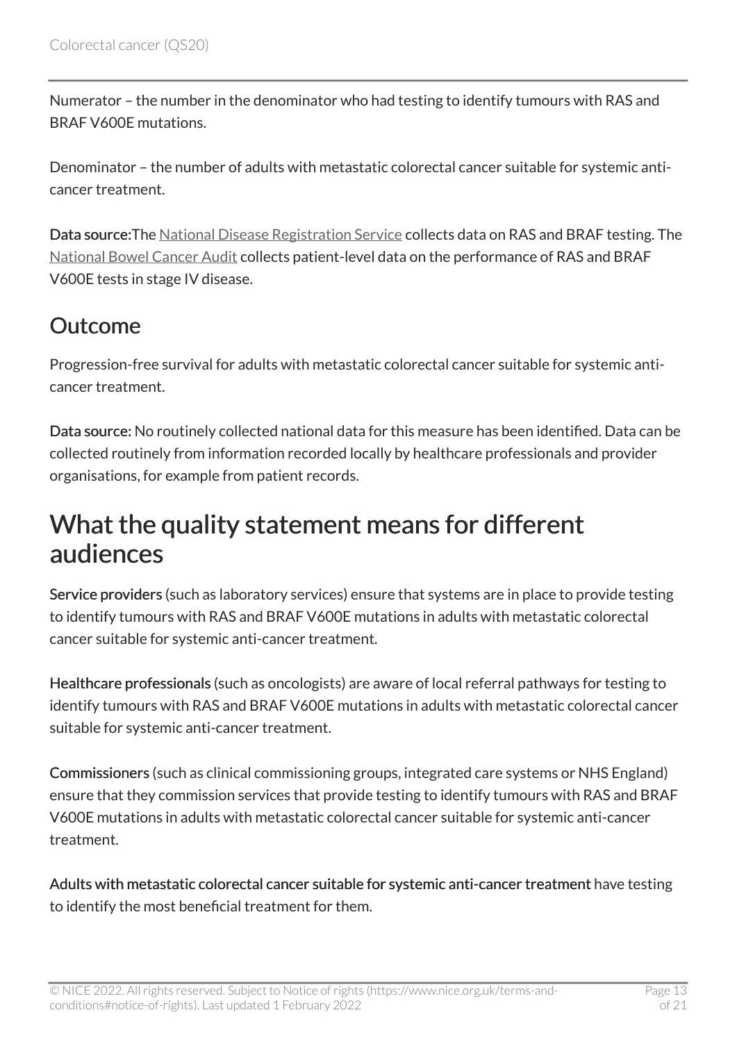Numerator – the number in the denominator who had testing to identify tumours with RAS and BRAF V600E mutations.

Denominator – the number of adults with metastatic colorectal cancer suitable for systemic anti-cancer treatment.

**Data source:** The National Disease Registration Service collects data on RAS and BRAF testing. The National Bowel Cancer Audit collects patient-level data on the performance of RAS and BRAF V600E tests in stage IV disease.

## Outcome

Progression-free survival for adults with metastatic colorectal cancer suitable for systemic anti-cancer treatment.

**Data source:** No routinely collected national data for this measure has been identified. Data can be collected routinely from information recorded locally by healthcare professionals and provider organisations, for example from patient records.

# What the quality statement means for different audiences

**Service providers** (such as laboratory services) ensure that systems are in place to provide testing to identify tumours with RAS and BRAF V600E mutations in adults with metastatic colorectal cancer suitable for systemic anti-cancer treatment.

**Healthcare professionals** (such as oncologists) are aware of local referral pathways for testing to identify tumours with RAS and BRAF V600E mutations in adults with metastatic colorectal cancer suitable for systemic anti-cancer treatment.

**Commissioners** (such as clinical commissioning groups, integrated care systems or NHS England) ensure that they commission services that provide testing to identify tumours with RAS and BRAF V600E mutations in adults with metastatic colorectal cancer suitable for systemic anti-cancer treatment.

**Adults with metastatic colorectal cancer suitable for systemic anti-cancer treatment** have testing to identify the most beneficial treatment for them.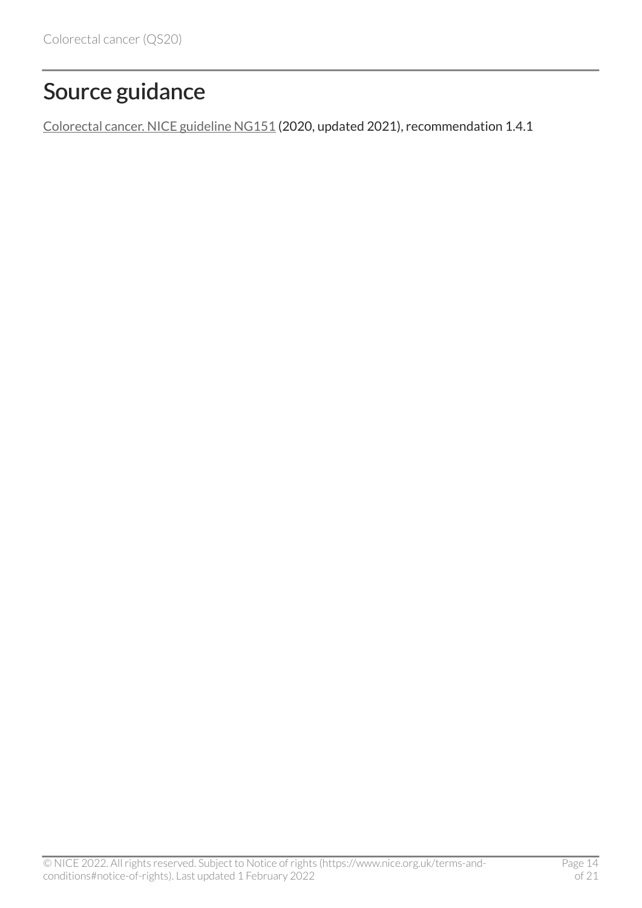## Source guidance

[Colorectal cancer. NICE guideline NG151](https://www.nice.org.uk/guidance/ng151) (2020, updated 2021), recommendation 1.4.1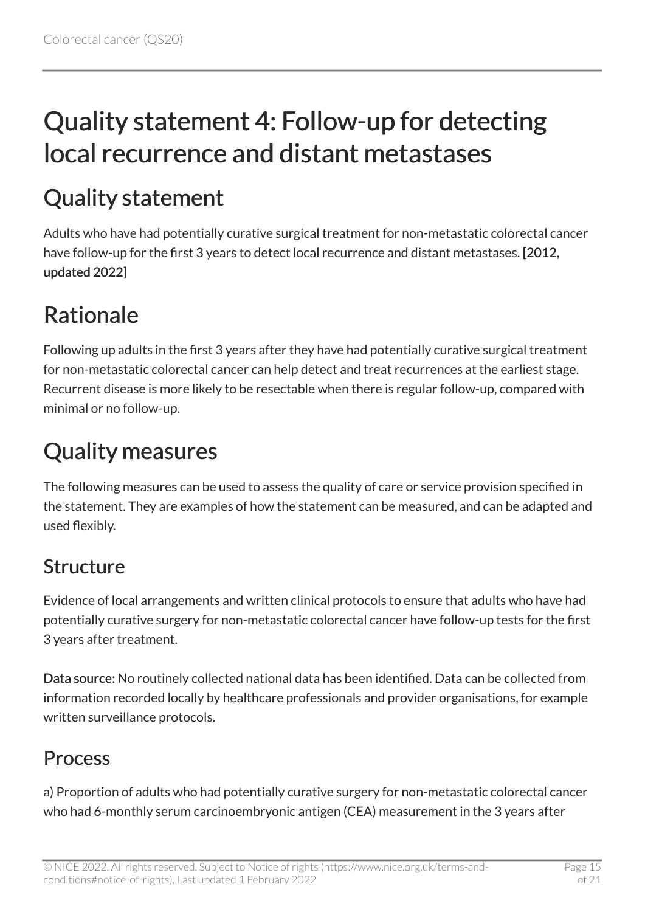# Quality statement 4: Follow-up for detecting local recurrence and distant metastases

## Quality statement

Adults who have had potentially curative surgical treatment for non-metastatic colorectal cancer have follow-up for the first 3 years to detect local recurrence and distant metastases. [2012, updated 2022]

## Rationale

Following up adults in the first 3 years after they have had potentially curative surgical treatment for non-metastatic colorectal cancer can help detect and treat recurrences at the earliest stage. Recurrent disease is more likely to be resectable when there is regular follow-up, compared with minimal or no follow-up.

## Quality measures

The following measures can be used to assess the quality of care or service provision specified in the statement. They are examples of how the statement can be measured, and can be adapted and used flexibly.

### Structure

Evidence of local arrangements and written clinical protocols to ensure that adults who have had potentially curative surgery for non-metastatic colorectal cancer have follow-up tests for the first 3 years after treatment.

**Data source:** No routinely collected national data has been identified. Data can be collected from information recorded locally by healthcare professionals and provider organisations, for example written surveillance protocols.

### Process

a) Proportion of adults who had potentially curative surgery for non-metastatic colorectal cancer who had 6-monthly serum carcinoembryonic antigen (CEA) measurement in the 3 years after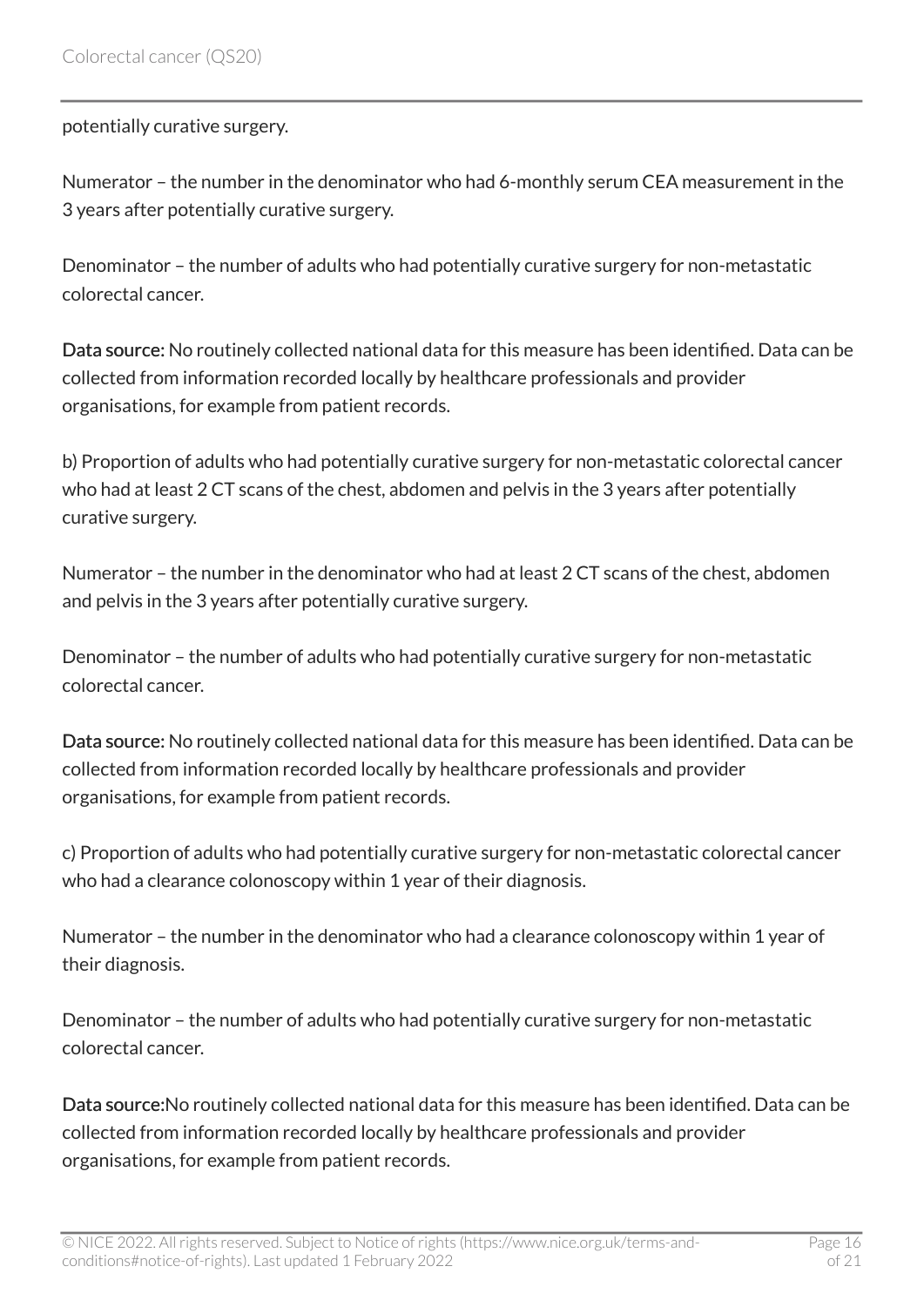potentially curative surgery.

Numerator – the number in the denominator who had 6-monthly serum CEA measurement in the 3 years after potentially curative surgery.

Denominator – the number of adults who had potentially curative surgery for non-metastatic colorectal cancer.

**Data source:** No routinely collected national data for this measure has been identified. Data can be collected from information recorded locally by healthcare professionals and provider organisations, for example from patient records.

b) Proportion of adults who had potentially curative surgery for non-metastatic colorectal cancer who had at least 2 CT scans of the chest, abdomen and pelvis in the 3 years after potentially curative surgery.

Numerator – the number in the denominator who had at least 2 CT scans of the chest, abdomen and pelvis in the 3 years after potentially curative surgery.

Denominator – the number of adults who had potentially curative surgery for non-metastatic colorectal cancer.

**Data source:** No routinely collected national data for this measure has been identified. Data can be collected from information recorded locally by healthcare professionals and provider organisations, for example from patient records.

c) Proportion of adults who had potentially curative surgery for non-metastatic colorectal cancer who had a clearance colonoscopy within 1 year of their diagnosis.

Numerator – the number in the denominator who had a clearance colonoscopy within 1 year of their diagnosis.

Denominator – the number of adults who had potentially curative surgery for non-metastatic colorectal cancer.

**Data source:**No routinely collected national data for this measure has been identified. Data can be collected from information recorded locally by healthcare professionals and provider organisations, for example from patient records.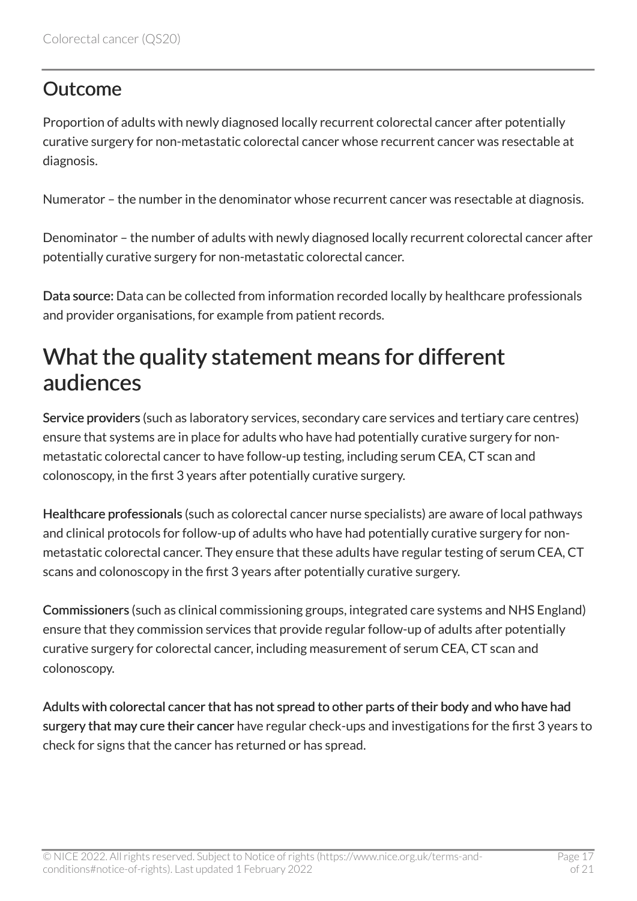## Outcome

Proportion of adults with newly diagnosed locally recurrent colorectal cancer after potentially curative surgery for non-metastatic colorectal cancer whose recurrent cancer was resectable at diagnosis.

Numerator – the number in the denominator whose recurrent cancer was resectable at diagnosis.

Denominator – the number of adults with newly diagnosed locally recurrent colorectal cancer after potentially curative surgery for non-metastatic colorectal cancer.

**Data source:** Data can be collected from information recorded locally by healthcare professionals and provider organisations, for example from patient records.

# What the quality statement means for different audiences

**Service providers** (such as laboratory services, secondary care services and tertiary care centres) ensure that systems are in place for adults who have had potentially curative surgery for non-metastatic colorectal cancer to have follow-up testing, including serum CEA, CT scan and colonoscopy, in the first 3 years after potentially curative surgery.

**Healthcare professionals** (such as colorectal cancer nurse specialists) are aware of local pathways and clinical protocols for follow-up of adults who have had potentially curative surgery for non-metastatic colorectal cancer. They ensure that these adults have regular testing of serum CEA, CT scans and colonoscopy in the first 3 years after potentially curative surgery.

**Commissioners** (such as clinical commissioning groups, integrated care systems and NHS England) ensure that they commission services that provide regular follow-up of adults after potentially curative surgery for colorectal cancer, including measurement of serum CEA, CT scan and colonoscopy.

**Adults with colorectal cancer that has not spread to other parts of their body and who have had surgery that may cure their cancer** have regular check-ups and investigations for the first 3 years to check for signs that the cancer has returned or has spread.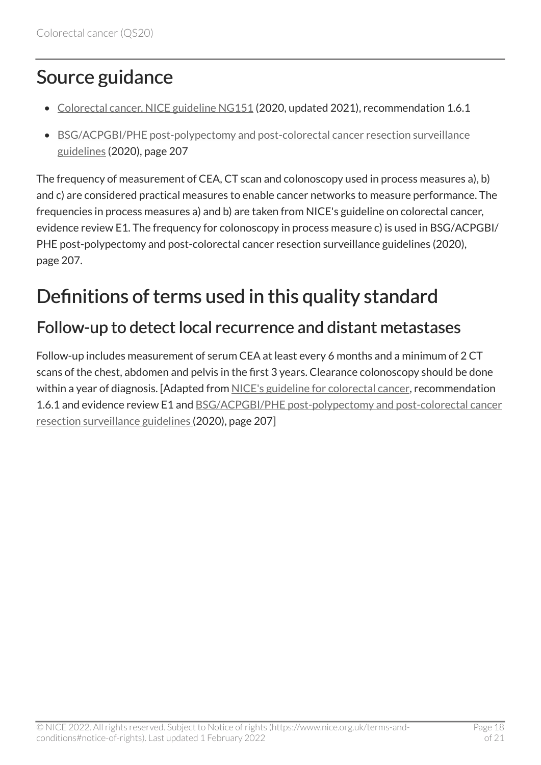## Source guidance

- Colorectal cancer. NICE guideline NG151 (2020, updated 2021), recommendation 1.6.1
- BSG/ACPGBI/PHE post-polypectomy and post-colorectal cancer resection surveillance guidelines (2020), page 207

The frequency of measurement of CEA, CT scan and colonoscopy used in process measures a), b) and c) are considered practical measures to enable cancer networks to measure performance. The frequencies in process measures a) and b) are taken from NICE's guideline on colorectal cancer, evidence review E1. The frequency for colonoscopy in process measure c) is used in BSG/ACPGBI/PHE post-polypectomy and post-colorectal cancer resection surveillance guidelines (2020), page 207.

# Definitions of terms used in this quality standard

## Follow-up to detect local recurrence and distant metastases

Follow-up includes measurement of serum CEA at least every 6 months and a minimum of 2 CT scans of the chest, abdomen and pelvis in the first 3 years. Clearance colonoscopy should be done within a year of diagnosis. [Adapted from NICE's guideline for colorectal cancer, recommendation 1.6.1 and evidence review E1 and BSG/ACPGBI/PHE post-polypectomy and post-colorectal cancer resection surveillance guidelines (2020), page 207]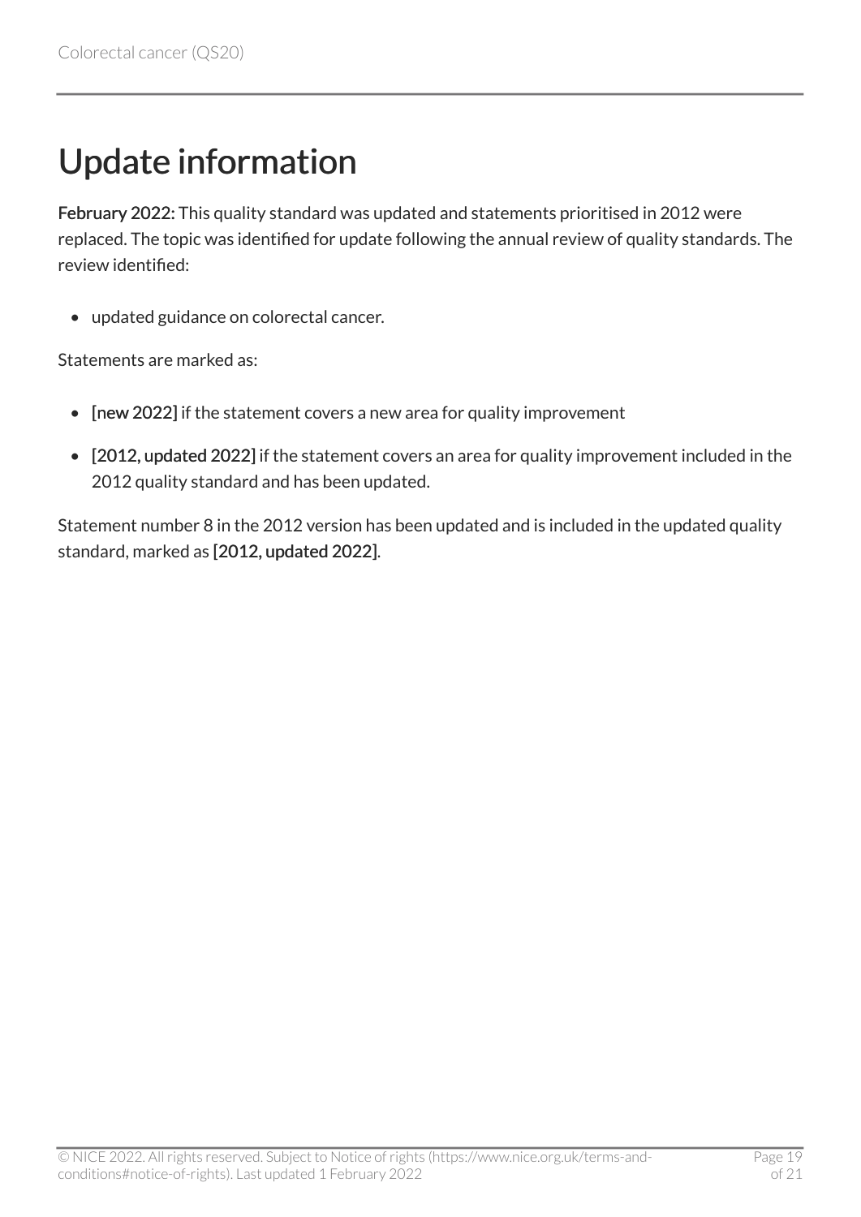# Update information

**February 2022:** This quality standard was updated and statements prioritised in 2012 were replaced. The topic was identified for update following the annual review of quality standards. The review identified:

- updated guidance on colorectal cancer.

Statements are marked as:

- **[new 2022]** if the statement covers a new area for quality improvement
- **[2012, updated 2022]** if the statement covers an area for quality improvement included in the 2012 quality standard and has been updated.

Statement number 8 in the 2012 version has been updated and is included in the updated quality standard, marked as **[2012, updated 2022]**.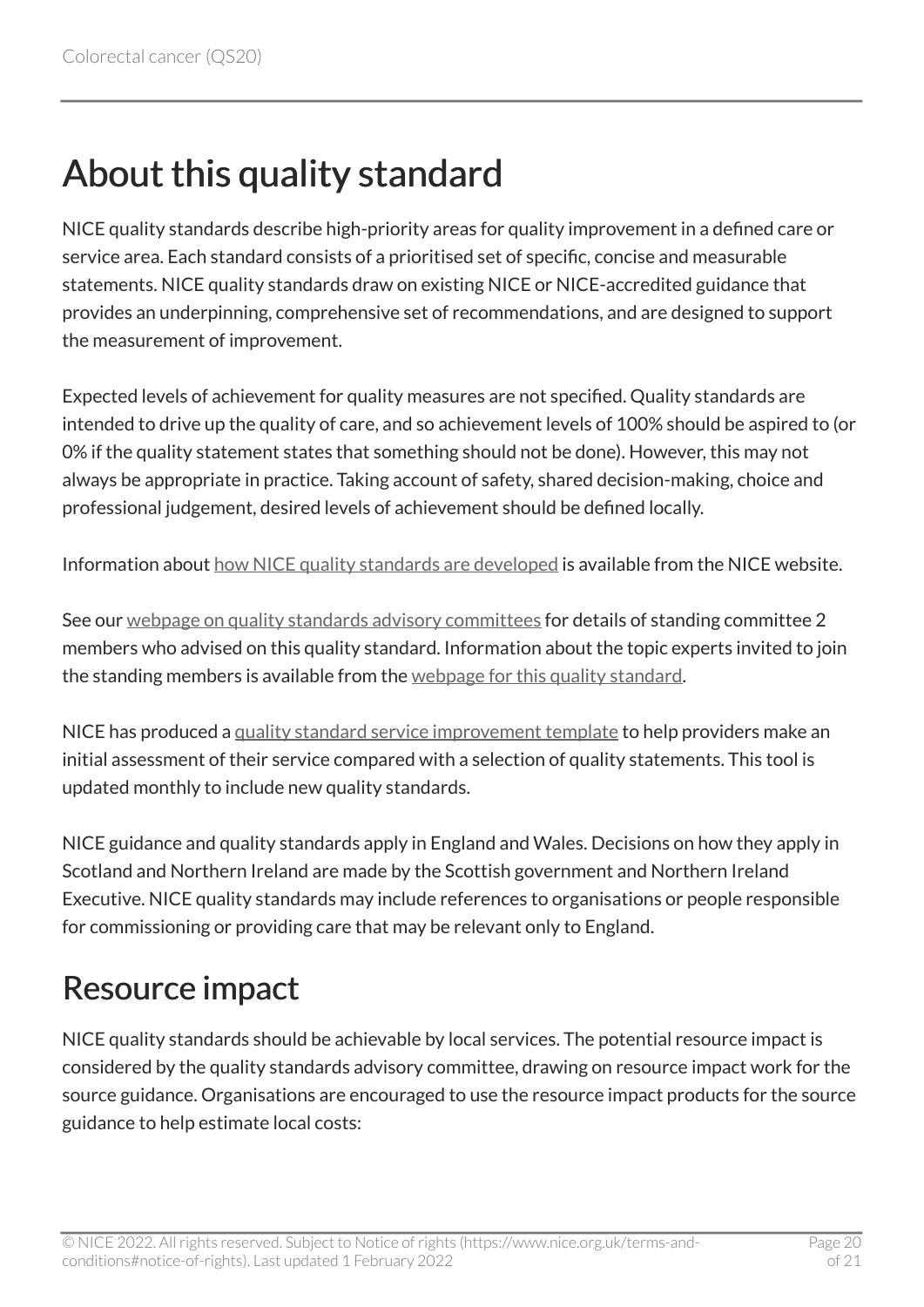# About this quality standard

NICE quality standards describe high-priority areas for quality improvement in a defined care or service area. Each standard consists of a prioritised set of specific, concise and measurable statements. NICE quality standards draw on existing NICE or NICE-accredited guidance that provides an underpinning, comprehensive set of recommendations, and are designed to support the measurement of improvement.

Expected levels of achievement for quality measures are not specified. Quality standards are intended to drive up the quality of care, and so achievement levels of 100% should be aspired to (or 0% if the quality statement states that something should not be done). However, this may not always be appropriate in practice. Taking account of safety, shared decision-making, choice and professional judgement, desired levels of achievement should be defined locally.

Information about how NICE quality standards are developed is available from the NICE website.

See our webpage on quality standards advisory committees for details of standing committee 2 members who advised on this quality standard. Information about the topic experts invited to join the standing members is available from the webpage for this quality standard.

NICE has produced a quality standard service improvement template to help providers make an initial assessment of their service compared with a selection of quality statements. This tool is updated monthly to include new quality standards.

NICE guidance and quality standards apply in England and Wales. Decisions on how they apply in Scotland and Northern Ireland are made by the Scottish government and Northern Ireland Executive. NICE quality standards may include references to organisations or people responsible for commissioning or providing care that may be relevant only to England.

## Resource impact

NICE quality standards should be achievable by local services. The potential resource impact is considered by the quality standards advisory committee, drawing on resource impact work for the source guidance. Organisations are encouraged to use the resource impact products for the source guidance to help estimate local costs: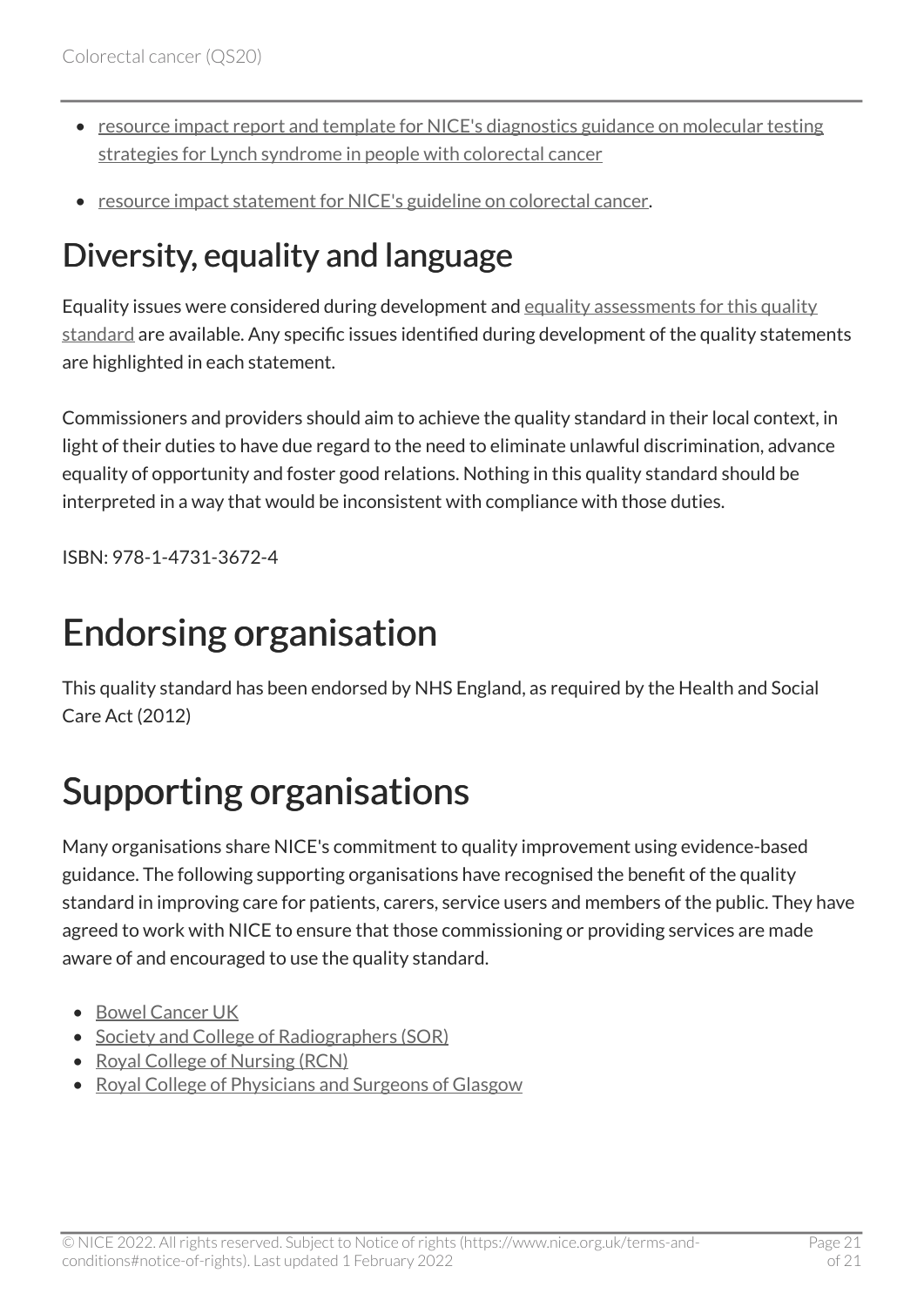- resource impact report and template for NICE's diagnostics guidance on molecular testing strategies for Lynch syndrome in people with colorectal cancer
- resource impact statement for NICE's guideline on colorectal cancer.

## Diversity, equality and language

Equality issues were considered during development and equality assessments for this quality standard are available. Any specific issues identified during development of the quality statements are highlighted in each statement.

Commissioners and providers should aim to achieve the quality standard in their local context, in light of their duties to have due regard to the need to eliminate unlawful discrimination, advance equality of opportunity and foster good relations. Nothing in this quality standard should be interpreted in a way that would be inconsistent with compliance with those duties.

ISBN: 978-1-4731-3672-4

# Endorsing organisation

This quality standard has been endorsed by NHS England, as required by the Health and Social Care Act (2012)

# Supporting organisations

Many organisations share NICE's commitment to quality improvement using evidence-based guidance. The following supporting organisations have recognised the benefit of the quality standard in improving care for patients, carers, service users and members of the public. They have agreed to work with NICE to ensure that those commissioning or providing services are made aware of and encouraged to use the quality standard.

- Bowel Cancer UK
- Society and College of Radiographers (SOR)
- Royal College of Nursing (RCN)
- Royal College of Physicians and Surgeons of Glasgow